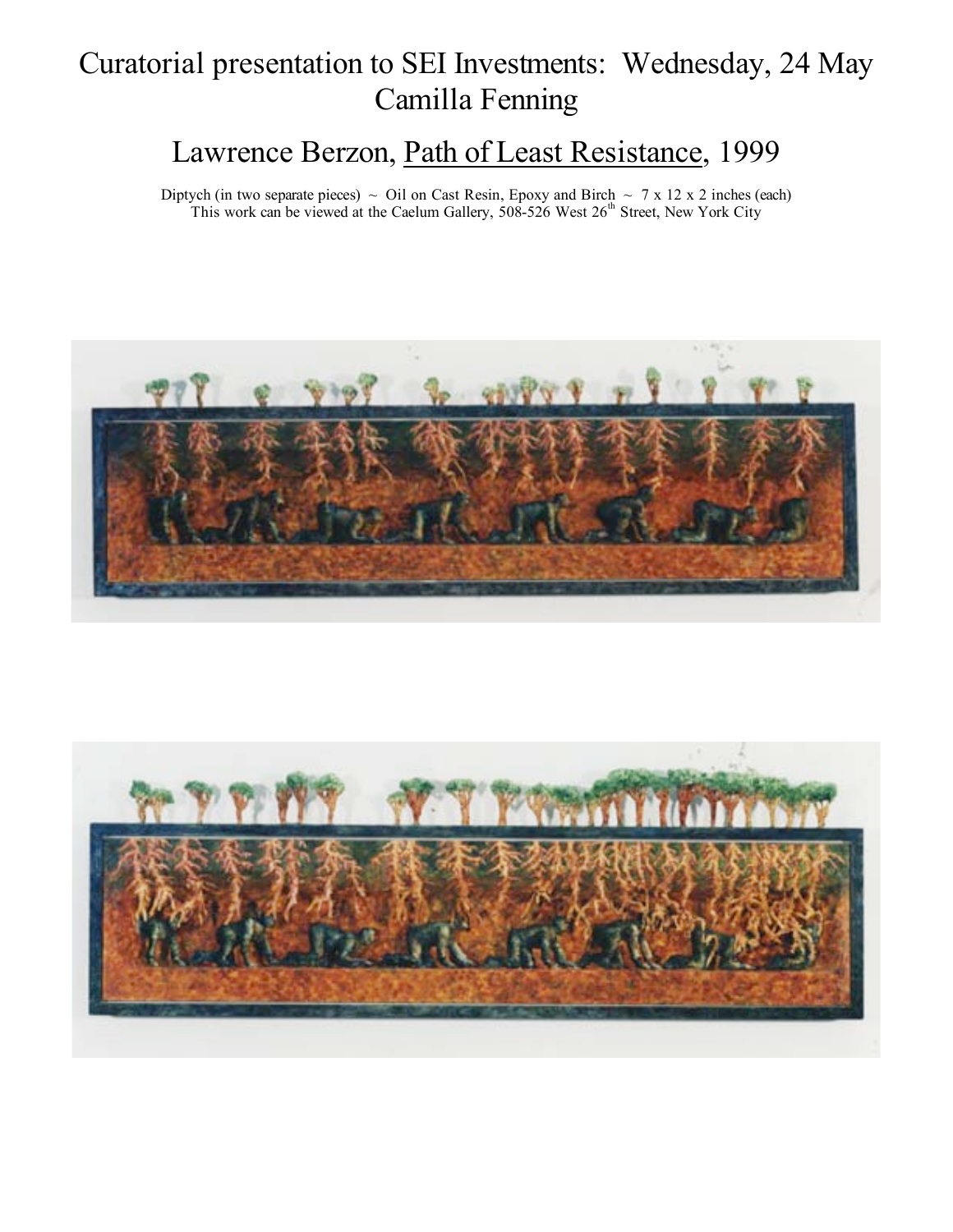# Curatorial presentation to SEI Investments: Wednesday, 24 May
# Camilla Fenning

## Lawrence Berzon, Path of Least Resistance, 1999

Diptych (in two separate pieces) ~ Oil on Cast Resin, Epoxy and Birch ~ 7 x 12 x 2 inches (each)
This work can be viewed at the Caelum Gallery, 508-526 West 26th Street, New York City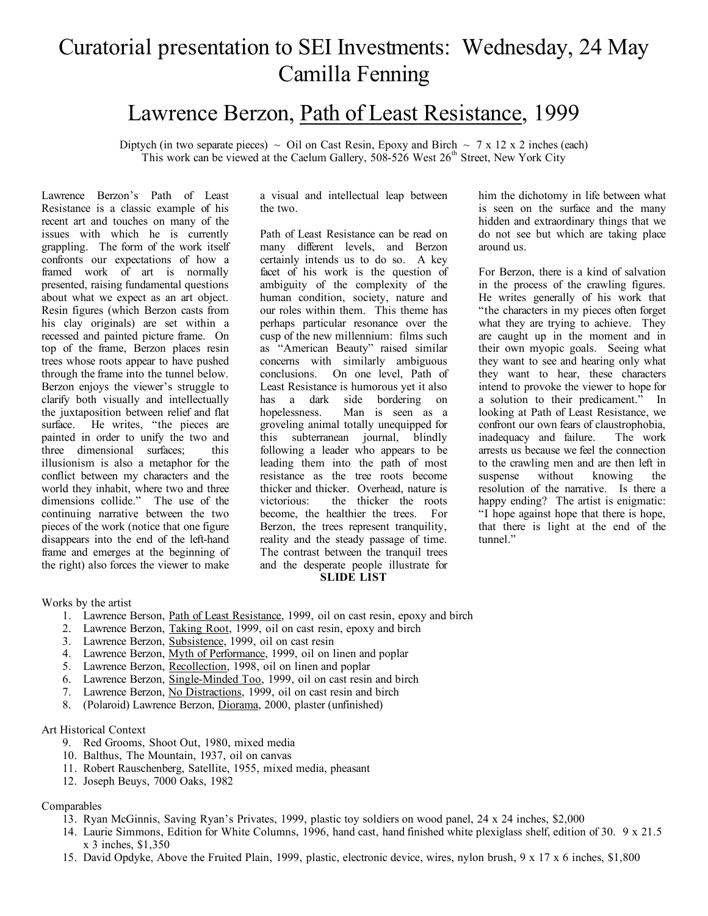# Curatorial presentation to SEI Investments: Wednesday, 24 May
# Camilla Fenning

## Lawrence Berzon, Path of Least Resistance, 1999

Diptych (in two separate pieces) ~ Oil on Cast Resin, Epoxy and Birch ~ 7 x 12 x 2 inches (each)
This work can be viewed at the Caelum Gallery, 508-526 West 26th Street, New York City

Lawrence Berzon's Path of Least Resistance is a classic example of his recent art and touches on many of the issues with which he is currently grappling. The form of the work itself confronts our expectations of how a framed work of art is normally presented, raising fundamental questions about what we expect as an art object. Resin figures (which Berzon casts from his clay originals) are set within a recessed and painted picture frame. On top of the frame, Berzon places resin trees whose roots appear to have pushed through the frame into the tunnel below. Berzon enjoys the viewer's struggle to clarify both visually and intellectually the juxtaposition between relief and flat surface. He writes, "the pieces are painted in order to unify the two and three dimensional surfaces; this illusionism is also a metaphor for the conflict between my characters and the world they inhabit, where two and three dimensions collide." The use of the continuing narrative between the two pieces of the work (notice that one figure disappears into the end of the left-hand frame and emerges at the beginning of the right) also forces the viewer to make a visual and intellectual leap between the two.

Path of Least Resistance can be read on many different levels, and Berzon certainly intends us to do so. A key facet of his work is the question of ambiguity of the complexity of the human condition, society, nature and our roles within them. This theme has perhaps particular resonance over the cusp of the new millennium: films such as "American Beauty" raised similar concerns with similarly ambiguous conclusions. On one level, Path of Least Resistance is humorous yet it also has a dark side bordering on hopelessness. Man is seen as a groveling animal totally unequipped for this subterranean journal, blindly following a leader who appears to be leading them into the path of most resistance as the tree roots become thicker and thicker. Overhead, nature is victorious: the thicker the roots become, the healthier the trees. For Berzon, the trees represent tranquility, reality and the steady passage of time. The contrast between the tranquil trees and the desperate people illustrate for him the dichotomy in life between what is seen on the surface and the many hidden and extraordinary things that we do not see but which are taking place around us.

For Berzon, there is a kind of salvation in the process of the crawling figures. He writes generally of his work that "the characters in my pieces often forget what they are trying to achieve. They are caught up in the moment and in their own myopic goals. Seeing what they want to see and hearing only what they want to hear, these characters intend to provoke the viewer to hope for a solution to their predicament." In looking at Path of Least Resistance, we confront our own fears of claustrophobia, inadequacy and failure. The work arrests us because we feel the connection to the crawling men and are then left in suspense without knowing the resolution of the narrative. Is there a happy ending? The artist is enigmatic: "I hope against hope that there is hope, that there is light at the end of the tunnel."

**SLIDE LIST**

Works by the artist

1. Lawrence Berson, Path of Least Resistance, 1999, oil on cast resin, epoxy and birch
2. Lawrence Berzon, Taking Root, 1999, oil on cast resin, epoxy and birch
3. Lawrence Berzon, Subsistence, 1999, oil on cast resin
4. Lawrence Berzon, Myth of Performance, 1999, oil on linen and poplar
5. Lawrence Berzon, Recollection, 1998, oil on linen and poplar
6. Lawrence Berzon, Single-Minded Too, 1999, oil on cast resin and birch
7. Lawrence Berzon, No Distractions, 1999, oil on cast resin and birch
8. (Polaroid) Lawrence Berzon, Diorama, 2000, plaster (unfinished)

Art Historical Context

9. Red Grooms, Shoot Out, 1980, mixed media
10. Balthus, The Mountain, 1937, oil on canvas
11. Robert Rauschenberg, Satellite, 1955, mixed media, pheasant
12. Joseph Beuys, 7000 Oaks, 1982

Comparables

13. Ryan McGinnis, Saving Ryan's Privates, 1999, plastic toy soldiers on wood panel, 24 x 24 inches, $2,000
14. Laurie Simmons, Edition for White Columns, 1996, hand cast, hand finished white plexiglass shelf, edition of 30. 9 x 21.5 x 3 inches, $1,350
15. David Opdyke, Above the Fruited Plain, 1999, plastic, electronic device, wires, nylon brush, 9 x 17 x 6 inches, $1,800